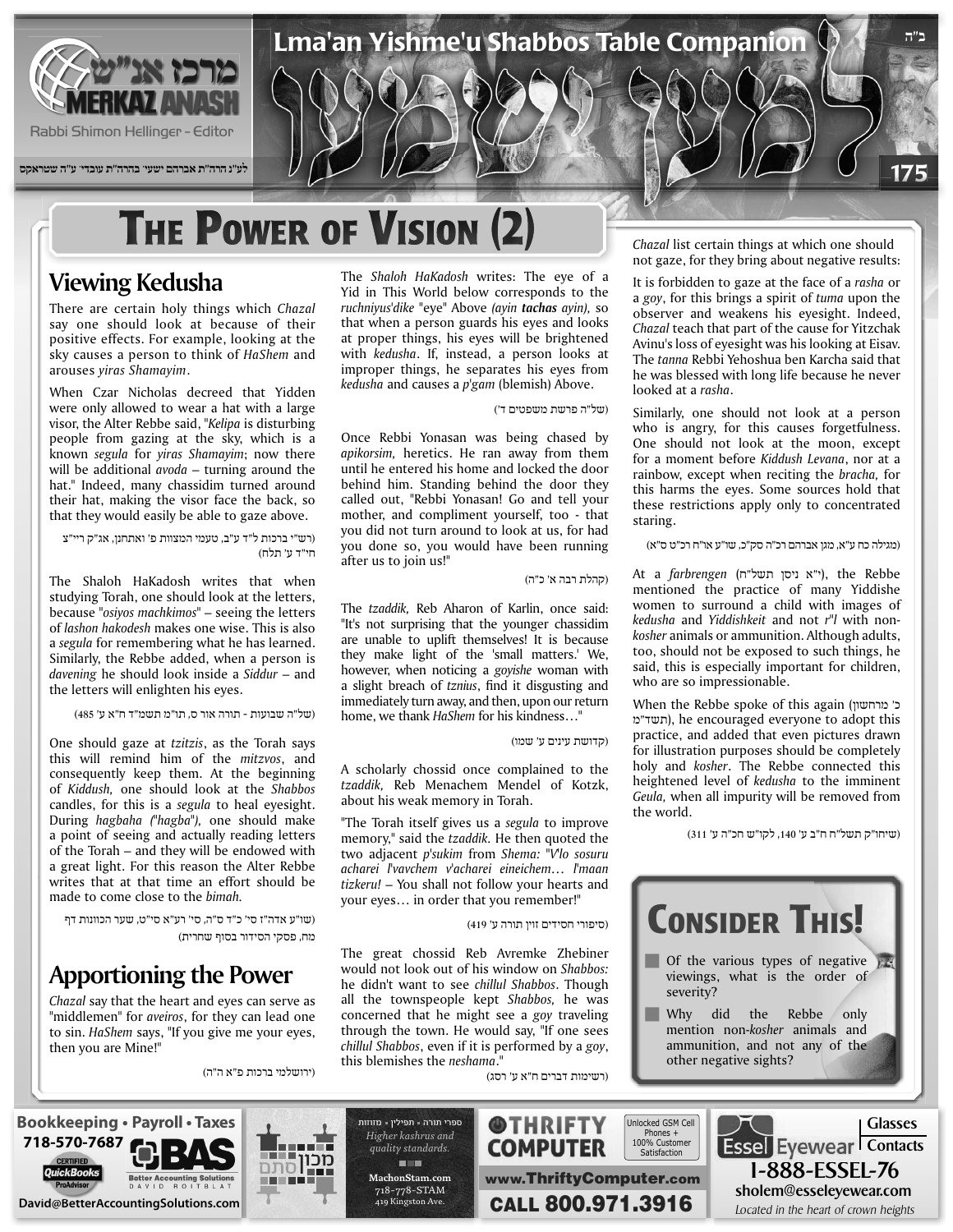ב"ה

# Lma'an Yishme'u Shabbos Table Companion

למען ישמעו

Merkaz Anash — מרכז אנ"ש

Rabbi Shimon Hellinger - Editor

לע"נ הרה"ת אברהם ישעי' בהרה"ת עובדי' ע"ה שטראקס

175

# The Power of Vision (2)

## Viewing Kedusha

There are certain holy things which *Chazal* say one should look at because of their positive effects. For example, looking at the sky causes a person to think of *HaShem* and arouses *yiras Shamayim*.

When Czar Nicholas decreed that Yidden were only allowed to wear a hat with a large visor, the Alter Rebbe said, "*Kelipa* is disturbing people from gazing at the sky, which is a known *segula* for *yiras Shamayim*; now there will be additional *avoda* – turning around the hat." Indeed, many chassidim turned around their hat, making the visor face the back, so that they would easily be able to gaze above.

(רש"י ברכות ל"ד ע"ב, טעמי המצוות פ' ואתחנן, אג"ק ריי"צ ח"ד ע' תלח)

The Shaloh HaKadosh writes that when studying Torah, one should look at the letters, because "*osiyos machkimos*" – seeing the letters of *lashon hakodesh* makes one wise. This is also a *segula* for remembering what he has learned. Similarly, the Rebbe added, when a person is *davening* he should look inside a *Siddur* – and the letters will enlighten his eyes.

(של"ה שבועות - תורה אור ס, תו"מ תשמ"ד ח"א ע' 485)

One should gaze at *tzitzis*, as the Torah says this will remind him of the *mitzvos*, and consequently keep them. At the beginning of *Kiddush*, one should look at the *Shabbos* candles, for this is a *segula* to heal eyesight. During *hagbaha ("hagba")*, one should make a point of seeing and actually reading letters of the Torah – and they will be endowed with a great light. For this reason the Alter Rebbe writes that at that time an effort should be made to come close to the *bimah*.

(שו"ע אדה"ז סי' כ"ד ס"ה, סי' רע"א סי"ט, שער הכוונות דף מח, פסקי הסידור בסוף שחרית)

## Apportioning the Power

*Chazal* say that the heart and eyes can serve as "middlemen" for *aveiros*, for they can lead one to sin. *HaShem* says, "If you give me your eyes, then you are Mine!"

(ירושלמי ברכות פ"א ה"ה)

The *Shaloh HaKadosh* writes: The eye of a Yid in This World below corresponds to the *ruchniyus'dike* "eye" Above *(ayin **tachas** ayin)*, so that when a person guards his eyes and looks at proper things, his eyes will be brightened with *kedusha*. If, instead, a person looks at improper things, he separates his eyes from *kedusha* and causes a *p'gam* (blemish) Above.

(של"ה פרשת משפטים ד')

Once Rebbi Yonasan was being chased by *apikorsim*, heretics. He ran away from them until he entered his home and locked the door behind him. Standing behind the door they called out, "Rebbi Yonasan! Go and tell your mother, and compliment yourself, too - that you did not turn around to look at us, for had you done so, you would have been running after us to join us!"

(קהלת רבה א' כ"ה)

The *tzaddik*, Reb Aharon of Karlin, once said: "It's not surprising that the younger chassidim are unable to uplift themselves! It is because they make light of the 'small matters.' We, however, when noticing a *goyishe* woman with a slight breach of *tznius*, find it disgusting and immediately turn away, and then, upon our return home, we thank *HaShem* for his kindness…"

(קדושת עינים ע' שמו)

A scholarly chossid once complained to the *tzaddik*, Reb Menachem Mendel of Kotzk, about his weak memory in Torah.

"The Torah itself gives us a *segula* to improve memory," said the *tzaddik*. He then quoted the two adjacent *p'sukim* from *Shema*: "*V'lo sosuru acharei l'vavchem v'acharei eineichem… l'maan tizkeru!* – You shall not follow your hearts and your eyes… in order that you remember!"

(סיפורי חסידים זוין תורה ע' 419)

The great chossid Reb Avremke Zhebiner would not look out of his window on *Shabbos:* he didn't want to see *chillul Shabbos*. Though all the townspeople kept *Shabbos*, he was concerned that he might see a *goy* traveling through the town. He would say, "If one sees *chillul Shabbos*, even if it is performed by a *goy*, this blemishes the *neshama*."

(רשימות דברים ח"א ע' רסג)

*Chazal* list certain things at which one should not gaze, for they bring about negative results:

It is forbidden to gaze at the face of a *rasha* or a *goy*, for this brings a spirit of *tuma* upon the observer and weakens his eyesight. Indeed, *Chazal* teach that part of the cause for Yitzchak Avinu's loss of eyesight was his looking at Eisav. The *tanna* Rebbi Yehoshua ben Karcha said that he was blessed with long life because he never looked at a *rasha*.

Similarly, one should not look at a person who is angry, for this causes forgetfulness. One should not look at the moon, except for a moment before *Kiddush Levana*, nor at a rainbow, except when reciting the *bracha*, for this harms the eyes. Some sources hold that these restrictions apply only to concentrated staring.

(מגילה כח ע"א, מגן אברהם רכ"ה סק"כ, שו"ע או"ח רכ"ט ס"א)

At a *farbrengen* (י"א ניסן תשל"ח), the Rebbe mentioned the practice of many Yiddishe women to surround a child with images of *kedusha* and *Yiddishkeit* and not *r"l* with non-*kosher* animals or ammunition. Although adults, too, should not be exposed to such things, he said, this is especially important for children, who are so impressionable.

When the Rebbe spoke of this again (כ' מרחשון תשד"מ), he encouraged everyone to adopt this practice, and added that even pictures drawn for illustration purposes should be completely holy and *kosher*. The Rebbe connected this heightened level of *kedusha* to the imminent *Geula*, when all impurity will be removed from the world.

(שיחו"ק תשל"ח ח"ב ע' 140, לקו"ש חכ"ה ע' 311)

## Consider This!

- Of the various types of negative viewings, what is the order of severity?
- Why did the Rebbe only mention non-*kosher* animals and ammunition, and not any of the other negative sights?

---

Bookkeeping • Payroll • Taxes — 718-570-7687 — Certified QuickBooks ProAdvisor — BAS Better Accounting Solutions, David Roitblat — David@BetterAccountingSolutions.com

מכון סתם — ספרי תורה • תפילין • מזוזות — *Higher kashrus and quality standards.* — MachonStam.com — 718-778-STAM — 419 Kingston Ave.

Thrifty Computer — Unlocked GSM Cell Phones + 100% Customer Satisfaction — www.ThriftyComputer.com — CALL 800.971.3916

Essel Eyewear — Glasses | Contacts — 1-888-ESSEL-76 — sholem@esseleyewear.com — *Located in the heart of crown heights*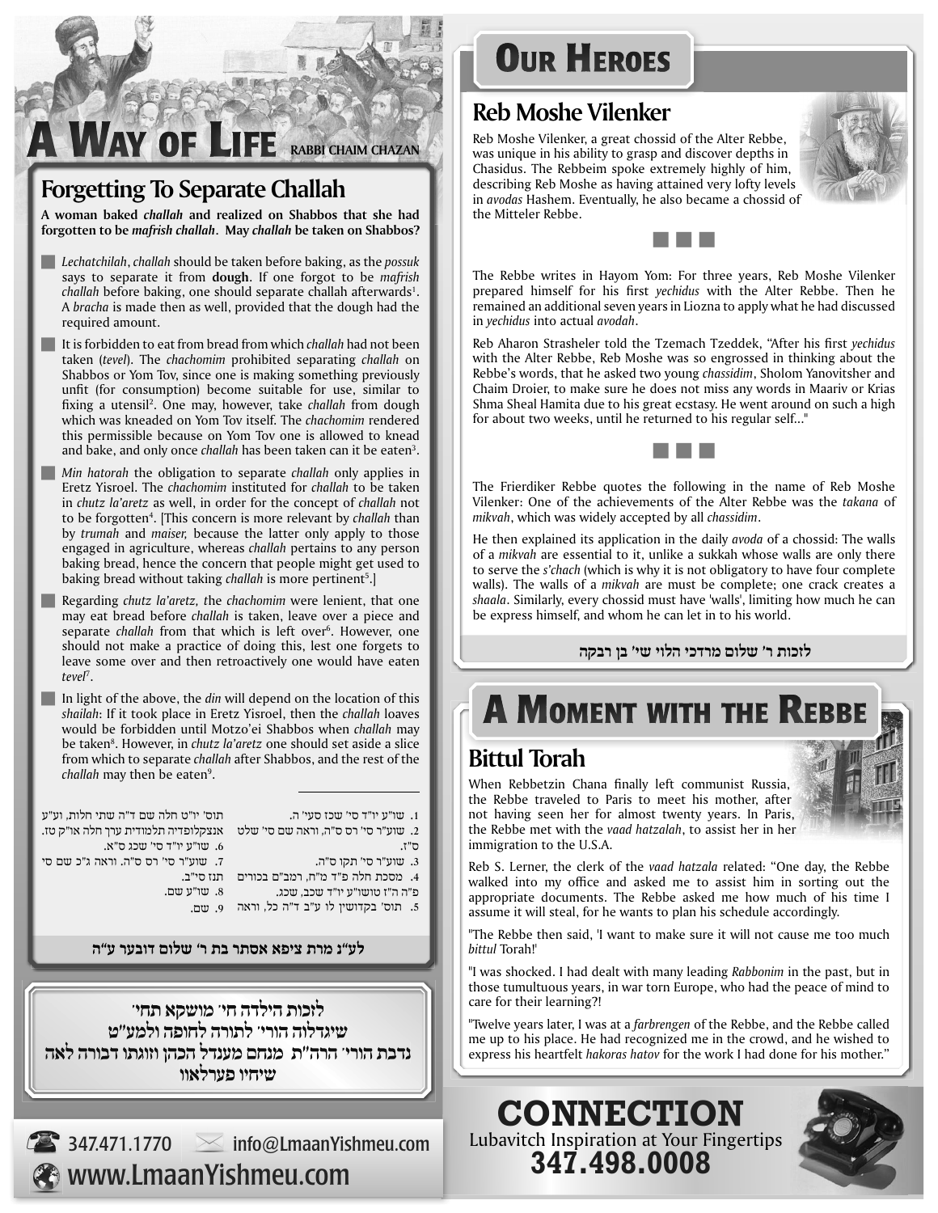# A Way of Life

RABBI CHAIM CHAZAN

## Forgetting To Separate Challah

**A woman baked *challah* and realized on Shabbos that she had forgotten to be *mafrish challah*. May *challah* be taken on Shabbos?**

- *Lechatchilah*, *challah* should be taken before baking, as the *possuk* says to separate it from **dough**. If one forgot to be *mafrish challah* before baking, one should separate challah afterwards[1]. A *bracha* is made then as well, provided that the dough had the required amount.
- It is forbidden to eat from bread from which *challah* had not been taken (*tevel*). The *chachomim* prohibited separating *challah* on Shabbos or Yom Tov, since one is making something previously unfit (for consumption) become suitable for use, similar to fixing a utensil[2]. One may, however, take *challah* from dough which was kneaded on Yom Tov itself. The *chachomim* rendered this permissible because on Yom Tov one is allowed to knead and bake, and only once *challah* has been taken can it be eaten[3].
- *Min hatorah* the obligation to separate *challah* only applies in Eretz Yisroel. The *chachomim* instituted for *challah* to be taken in *chutz la'aretz* as well, in order for the concept of *challah* not to be forgotten[4]. [This concern is more relevant by *challah* than by *trumah* and *maiser,* because the latter only apply to those engaged in agriculture, whereas *challah* pertains to any person baking bread, hence the concern that people might get used to baking bread without taking *challah* is more pertinent[5].]
- Regarding *chutz la'aretz,* the *chachomim* were lenient, that one may eat bread before *challah* is taken, leave over a piece and separate *challah* from that which is left over[6]. However, one should not make a practice of doing this, lest one forgets to leave some over and then retroactively one would have eaten *tevel*[7].
- In light of the above, the *din* will depend on the location of this *shailah*: If it took place in Eretz Yisroel, then the *challah* loaves would be forbidden until Motzo'ei Shabbos when *challah* may be taken[8]. However, in *chutz la'aretz* one should set aside a slice from which to separate *challah* after Shabbos, and the rest of the *challah* may then be eaten[9].

---

1. שו"ע יו"ד סי' שכז סעי' ה.
2. שוע"ר סי' רס ס"ה, וראה שם סי' שלט ס"ז.
3. שוע"ר סי' תקו ס"ה.
4. מסכת חלה פ"ד מ"ח, רמב"ם בכורים פ"ה ה"ז טושו"ע יו"ד שכב, שכג.
5. תוס' בקדושין לו ע"ב ד"ה כל, וראה תוס' יו"ט חלה שם ד"ה שתי חלות, וע"ע אנצקלופדיה תלמודית ערך חלה או"ק טז.
6. שו"ע יו"ד סי' שכג ס"א.
7. שוע"ר סי' רס ס"ה. וראה ג"כ שם סי' תנז סי"ב.
8. שו"ע שם.
9. שם.

**לע"נ מרת ציפא אסתר בת ר' שלום דובער ע"ה**

**לזכות הילדה חי' מושקא תחי'**
**שיגדלוה הורי' לתורה לחופה ולמע"ט**
**נדבת הורי' הרה"ת מנחם מענדל הכהן וזוגתו דבורה לאה**
**שיחיו פערלאוו**

347.471.1770 info@LmaanYishmeu.com
www.LmaanYishmeu.com

# Our Heroes

## Reb Moshe Vilenker

Reb Moshe Vilenker, a great chossid of the Alter Rebbe, was unique in his ability to grasp and discover depths in Chasidus. The Rebbeim spoke extremely highly of him, describing Reb Moshe as having attained very lofty levels in *avodas* Hashem. Eventually, he also became a chossid of the Mitteler Rebbe.

The Rebbe writes in Hayom Yom: For three years, Reb Moshe Vilenker prepared himself for his first *yechidus* with the Alter Rebbe. Then he remained an additional seven years in Liozna to apply what he had discussed in *yechidus* into actual *avodah*.

Reb Aharon Strasheler told the Tzemach Tzeddek, "After his first *yechidus* with the Alter Rebbe, Reb Moshe was so engrossed in thinking about the Rebbe's words, that he asked two young *chassidim*, Sholom Yanovitsher and Chaim Droier, to make sure he does not miss any words in Maariv or Krias Shma Sheal Hamita due to his great ecstasy. He went around on such a high for about two weeks, until he returned to his regular self..."

The Frierdiker Rebbe quotes the following in the name of Reb Moshe Vilenker: One of the achievements of the Alter Rebbe was the *takana* of *mikvah*, which was widely accepted by all *chassidim*.

He then explained its application in the daily *avoda* of a chossid: The walls of a *mikvah* are essential to it, unlike a sukkah whose walls are only there to serve the *s'chach* (which is why it is not obligatory to have four complete walls). The walls of a *mikvah* are must be complete; one crack creates a *shaala*. Similarly, every chossid must have 'walls', limiting how much he can be express himself, and whom he can let in to his world.

**לזכות ר' שלום מרדכי הלוי שי' בן רבקה**

# A Moment with the Rebbe

## Bittul Torah

When Rebbetzin Chana finally left communist Russia, the Rebbe traveled to Paris to meet his mother, after not having seen her for almost twenty years. In Paris, the Rebbe met with the *vaad hatzalah*, to assist her in her immigration to the U.S.A.

Reb S. Lerner, the clerk of the *vaad hatzala* related: "One day, the Rebbe walked into my office and asked me to assist him in sorting out the appropriate documents. The Rebbe asked me how much of his time I assume it will steal, for he wants to plan his schedule accordingly.

"The Rebbe then said, 'I want to make sure it will not cause me too much *bittul* Torah!'

"I was shocked. I had dealt with many leading *Rabbonim* in the past, but in those tumultuous years, in war torn Europe, who had the peace of mind to care for their learning?!

"Twelve years later, I was at a *farbrengen* of the Rebbe, and the Rebbe called me up to his place. He had recognized me in the crowd, and he wished to express his heartfelt *hakoras hatov* for the work I had done for his mother."

**CONNECTION**
Lubavitch Inspiration at Your Fingertips
**347.498.0008**